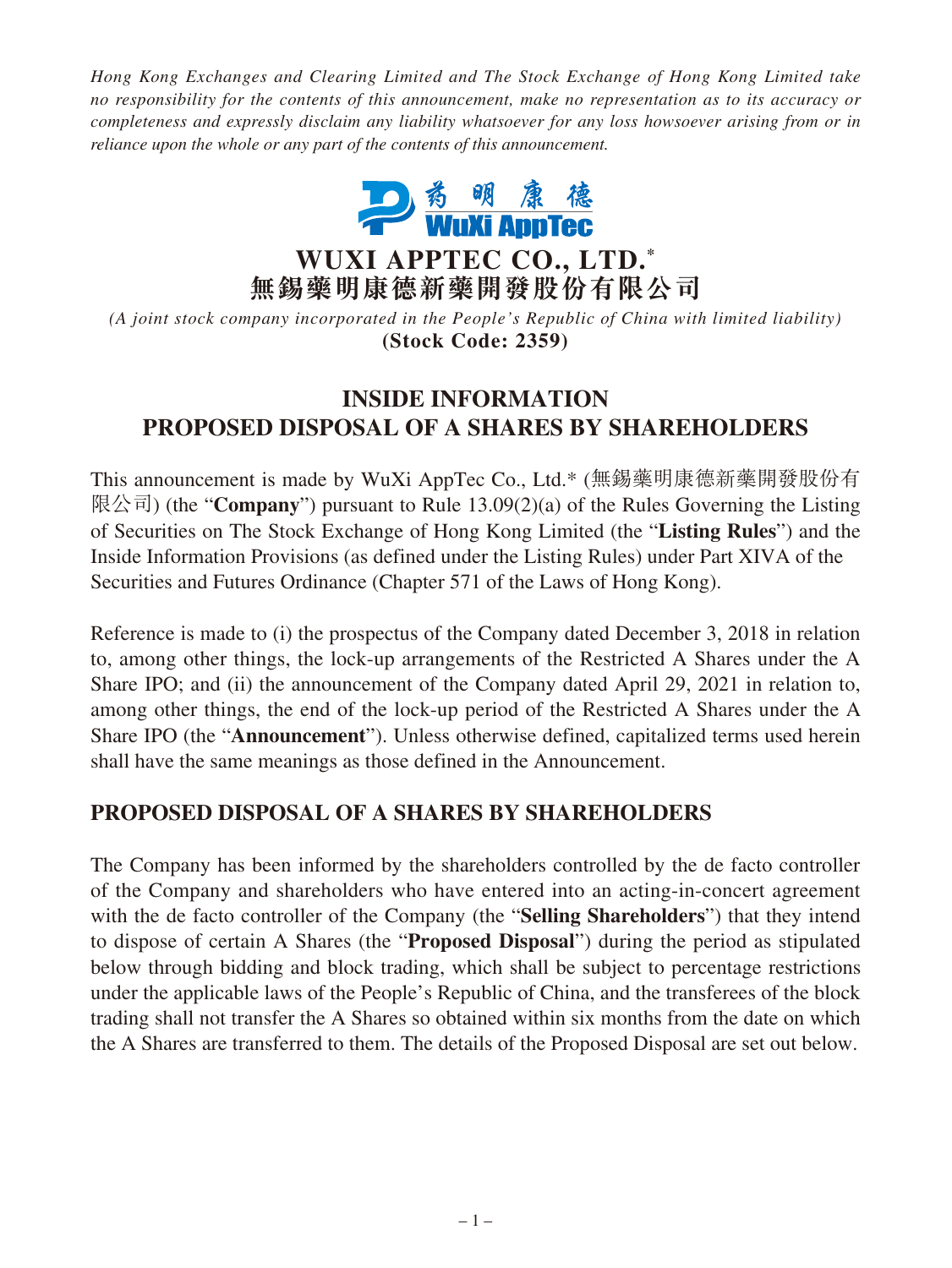*Hong Kong Exchanges and Clearing Limited and The Stock Exchange of Hong Kong Limited take no responsibility for the contents of this announcement, make no representation as to its accuracy or completeness and expressly disclaim any liability whatsoever for any loss howsoever arising from or in reliance upon the whole or any part of the contents of this announcement.*

# WUXI APPTEC CO., LTD.*
# 無錫藥明康德新藥開發股份有限公司

*(A joint stock company incorporated in the People's Republic of China with limited liability)*
**(Stock Code: 2359)**

## INSIDE INFORMATION PROPOSED DISPOSAL OF A SHARES BY SHAREHOLDERS

This announcement is made by WuXi AppTec Co., Ltd.* (無錫藥明康德新藥開發股份有限公司) (the "**Company**") pursuant to Rule 13.09(2)(a) of the Rules Governing the Listing of Securities on The Stock Exchange of Hong Kong Limited (the "**Listing Rules**") and the Inside Information Provisions (as defined under the Listing Rules) under Part XIVA of the Securities and Futures Ordinance (Chapter 571 of the Laws of Hong Kong).

Reference is made to (i) the prospectus of the Company dated December 3, 2018 in relation to, among other things, the lock-up arrangements of the Restricted A Shares under the A Share IPO; and (ii) the announcement of the Company dated April 29, 2021 in relation to, among other things, the end of the lock-up period of the Restricted A Shares under the A Share IPO (the "**Announcement**"). Unless otherwise defined, capitalized terms used herein shall have the same meanings as those defined in the Announcement.

## PROPOSED DISPOSAL OF A SHARES BY SHAREHOLDERS

The Company has been informed by the shareholders controlled by the de facto controller of the Company and shareholders who have entered into an acting-in-concert agreement with the de facto controller of the Company (the "**Selling Shareholders**") that they intend to dispose of certain A Shares (the "**Proposed Disposal**") during the period as stipulated below through bidding and block trading, which shall be subject to percentage restrictions under the applicable laws of the People's Republic of China, and the transferees of the block trading shall not transfer the A Shares so obtained within six months from the date on which the A Shares are transferred to them. The details of the Proposed Disposal are set out below.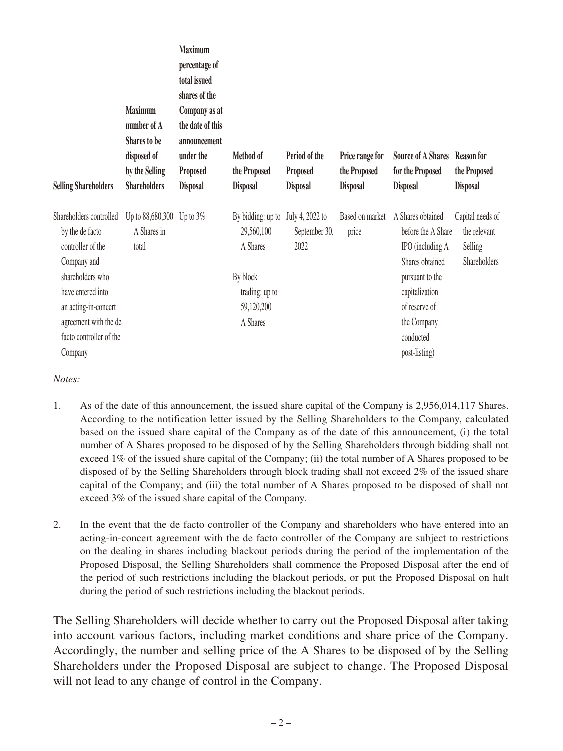| Selling Shareholders | Maximum number of A Shares to be disposed of by the Selling Shareholders | Maximum percentage of total issued shares of the Company as at the date of this announcement under the Proposed Disposal | Method of the Proposed Disposal | Period of the Proposed Disposal | Price range for the Proposed Disposal | Source of A Shares for the Proposed Disposal | Reason for the Proposed Disposal |
|---|---|---|---|---|---|---|---|
| Shareholders controlled by the de facto controller of the Company and shareholders who have entered into an acting-in-concert agreement with the de facto controller of the Company | Up to 88,680,300 A Shares in total | Up to 3% | By bidding: up to 29,560,100 A Shares<br><br>By block trading: up to 59,120,200 A Shares | July 4, 2022 to September 30, 2022 | Based on market price | A Shares obtained before the A Share IPO (including A Shares obtained pursuant to the capitalization of reserve of the Company conducted post-listing) | Capital needs of the relevant Selling Shareholders |

*Notes:*

1. As of the date of this announcement, the issued share capital of the Company is 2,956,014,117 Shares. According to the notification letter issued by the Selling Shareholders to the Company, calculated based on the issued share capital of the Company as of the date of this announcement, (i) the total number of A Shares proposed to be disposed of by the Selling Shareholders through bidding shall not exceed 1% of the issued share capital of the Company; (ii) the total number of A Shares proposed to be disposed of by the Selling Shareholders through block trading shall not exceed 2% of the issued share capital of the Company; and (iii) the total number of A Shares proposed to be disposed of shall not exceed 3% of the issued share capital of the Company.

2. In the event that the de facto controller of the Company and shareholders who have entered into an acting-in-concert agreement with the de facto controller of the Company are subject to restrictions on the dealing in shares including blackout periods during the period of the implementation of the Proposed Disposal, the Selling Shareholders shall commence the Proposed Disposal after the end of the period of such restrictions including the blackout periods, or put the Proposed Disposal on halt during the period of such restrictions including the blackout periods.

The Selling Shareholders will decide whether to carry out the Proposed Disposal after taking into account various factors, including market conditions and share price of the Company. Accordingly, the number and selling price of the A Shares to be disposed of by the Selling Shareholders under the Proposed Disposal are subject to change. The Proposed Disposal will not lead to any change of control in the Company.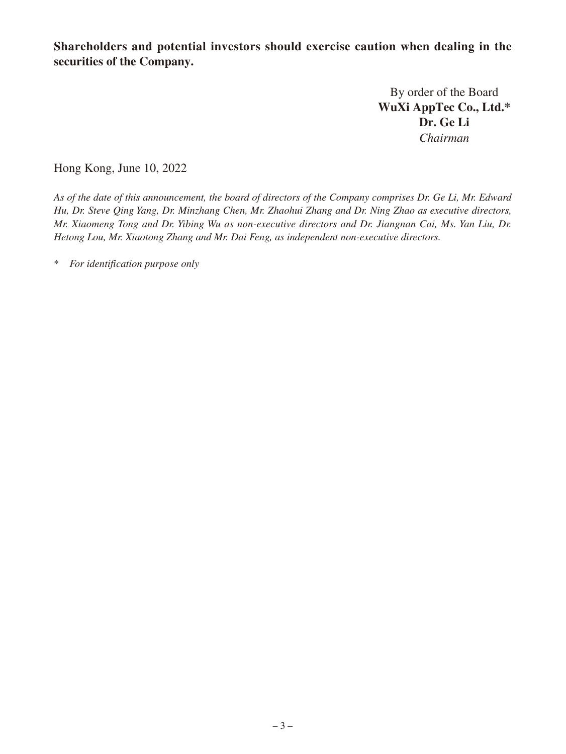**Shareholders and potential investors should exercise caution when dealing in the securities of the Company.**

By order of the Board
**WuXi AppTec Co., Ltd.***
**Dr. Ge Li**
*Chairman*

Hong Kong, June 10, 2022

*As of the date of this announcement, the board of directors of the Company comprises Dr. Ge Li, Mr. Edward Hu, Dr. Steve Qing Yang, Dr. Minzhang Chen, Mr. Zhaohui Zhang and Dr. Ning Zhao as executive directors, Mr. Xiaomeng Tong and Dr. Yibing Wu as non-executive directors and Dr. Jiangnan Cai, Ms. Yan Liu, Dr. Hetong Lou, Mr. Xiaotong Zhang and Mr. Dai Feng, as independent non-executive directors.*

\* *For identification purpose only*